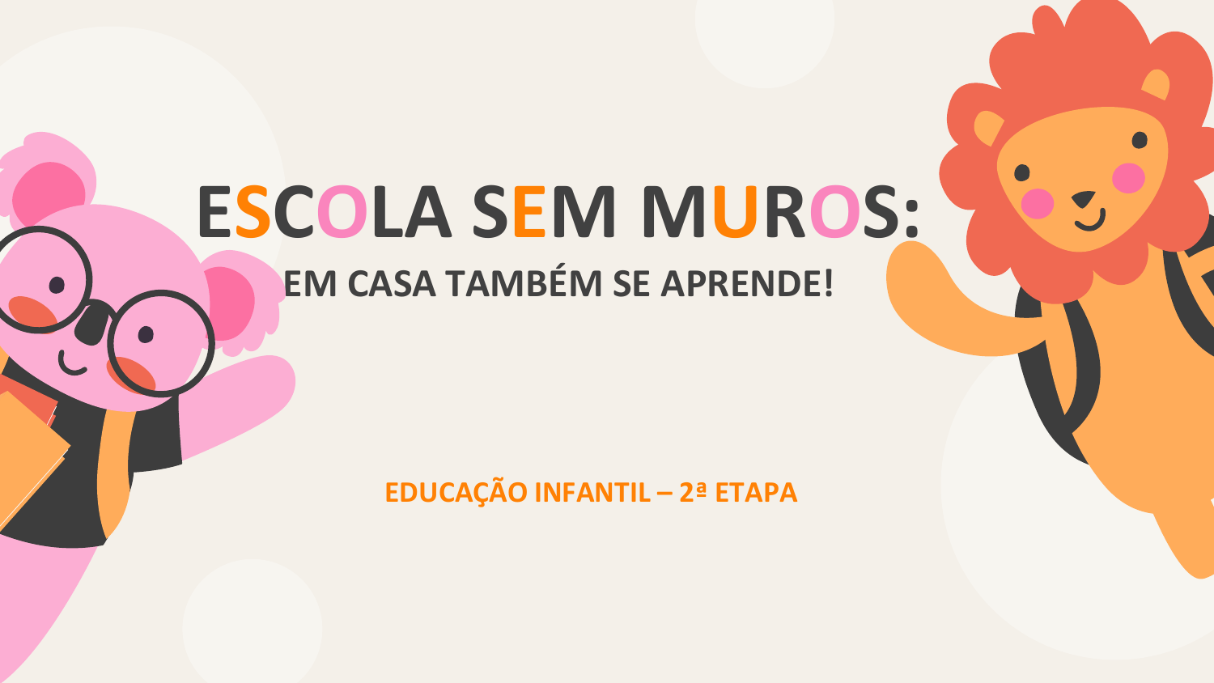# ESCOLA SEM MUROS:

## EM CASA TAMBÉM SE APRENDE!

**EDUCAÇÃO INFANTIL – 2ª ETAPA**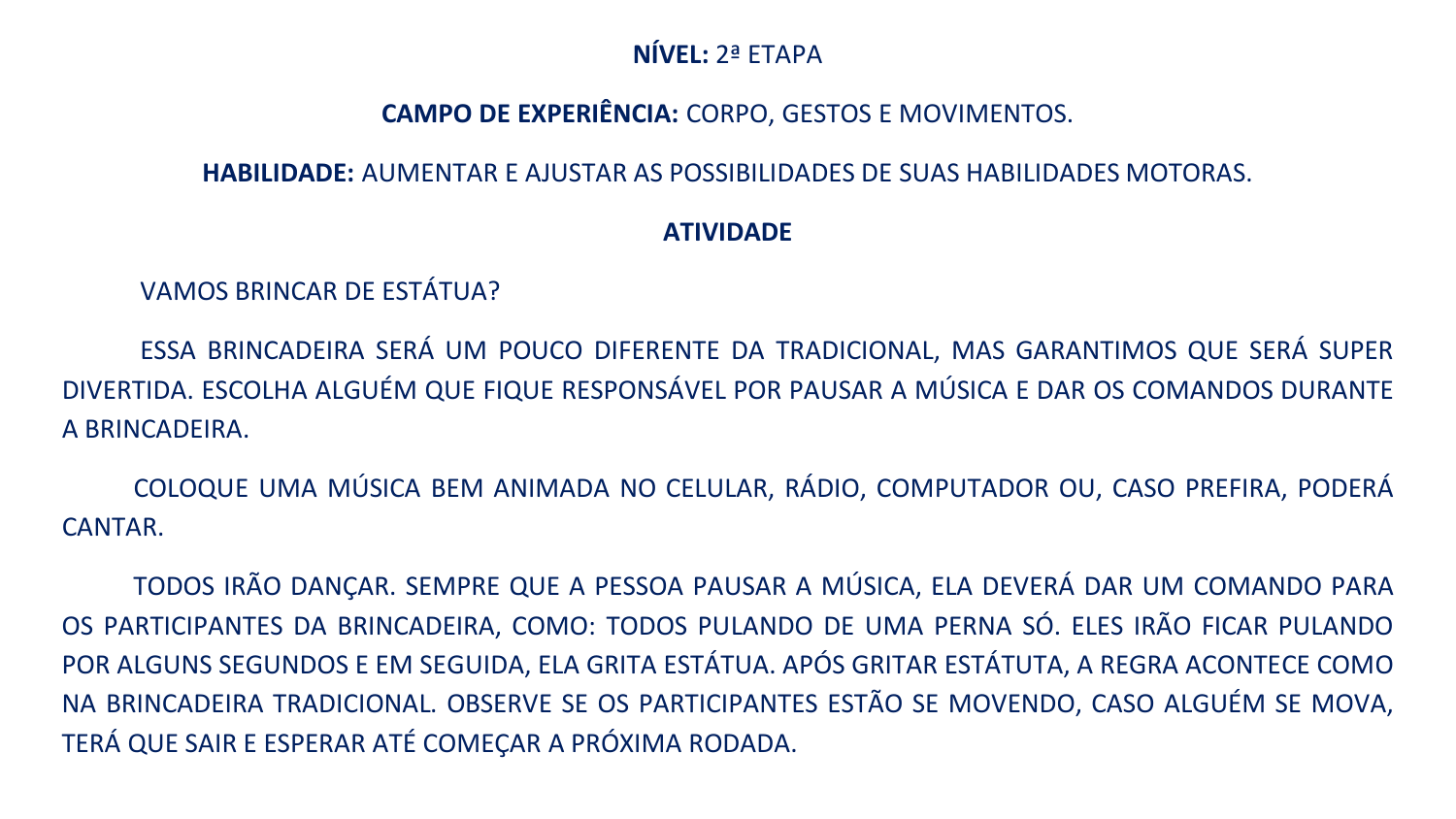**NÍVEL:** 2ª ETAPA

**CAMPO DE EXPERIÊNCIA:** CORPO, GESTOS E MOVIMENTOS.

**HABILIDADE:** AUMENTAR E AJUSTAR AS POSSIBILIDADES DE SUAS HABILIDADES MOTORAS.

**ATIVIDADE**

VAMOS BRINCAR DE ESTÁTUA?

ESSA BRINCADEIRA SERÁ UM POUCO DIFERENTE DA TRADICIONAL, MAS GARANTIMOS QUE SERÁ SUPER DIVERTIDA. ESCOLHA ALGUÉM QUE FIQUE RESPONSÁVEL POR PAUSAR A MÚSICA E DAR OS COMANDOS DURANTE A BRINCADEIRA.

COLOQUE UMA MÚSICA BEM ANIMADA NO CELULAR, RÁDIO, COMPUTADOR OU, CASO PREFIRA, PODERÁ CANTAR.

TODOS IRÃO DANÇAR. SEMPRE QUE A PESSOA PAUSAR A MÚSICA, ELA DEVERÁ DAR UM COMANDO PARA OS PARTICIPANTES DA BRINCADEIRA, COMO: TODOS PULANDO DE UMA PERNA SÓ. ELES IRÃO FICAR PULANDO POR ALGUNS SEGUNDOS E EM SEGUIDA, ELA GRITA ESTÁTUA. APÓS GRITAR ESTÁTUTA, A REGRA ACONTECE COMO NA BRINCADEIRA TRADICIONAL. OBSERVE SE OS PARTICIPANTES ESTÃO SE MOVENDO, CASO ALGUÉM SE MOVA, TERÁ QUE SAIR E ESPERAR ATÉ COMEÇAR A PRÓXIMA RODADA.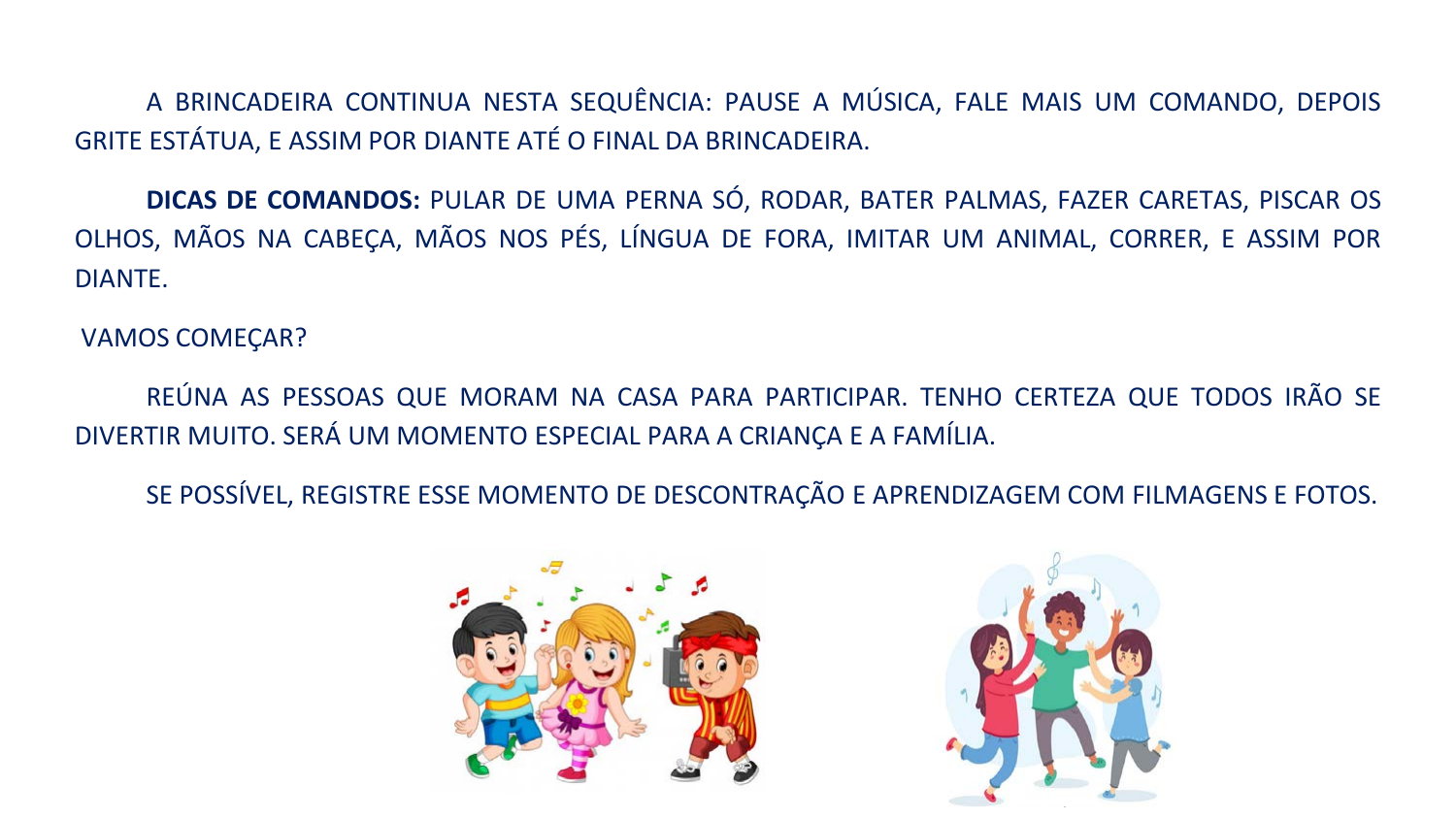A BRINCADEIRA CONTINUA NESTA SEQUÊNCIA: PAUSE A MÚSICA, FALE MAIS UM COMANDO, DEPOIS GRITE ESTÁTUA, E ASSIM POR DIANTE ATÉ O FINAL DA BRINCADEIRA.

**DICAS DE COMANDOS:** PULAR DE UMA PERNA SÓ, RODAR, BATER PALMAS, FAZER CARETAS, PISCAR OS OLHOS, MÃOS NA CABEÇA, MÃOS NOS PÉS, LÍNGUA DE FORA, IMITAR UM ANIMAL, CORRER, E ASSIM POR DIANTE.

VAMOS COMEÇAR?

REÚNA AS PESSOAS QUE MORAM NA CASA PARA PARTICIPAR. TENHO CERTEZA QUE TODOS IRÃO SE DIVERTIR MUITO. SERÁ UM MOMENTO ESPECIAL PARA A CRIANÇA E A FAMÍLIA.

SE POSSÍVEL, REGISTRE ESSE MOMENTO DE DESCONTRAÇÃO E APRENDIZAGEM COM FILMAGENS E FOTOS.